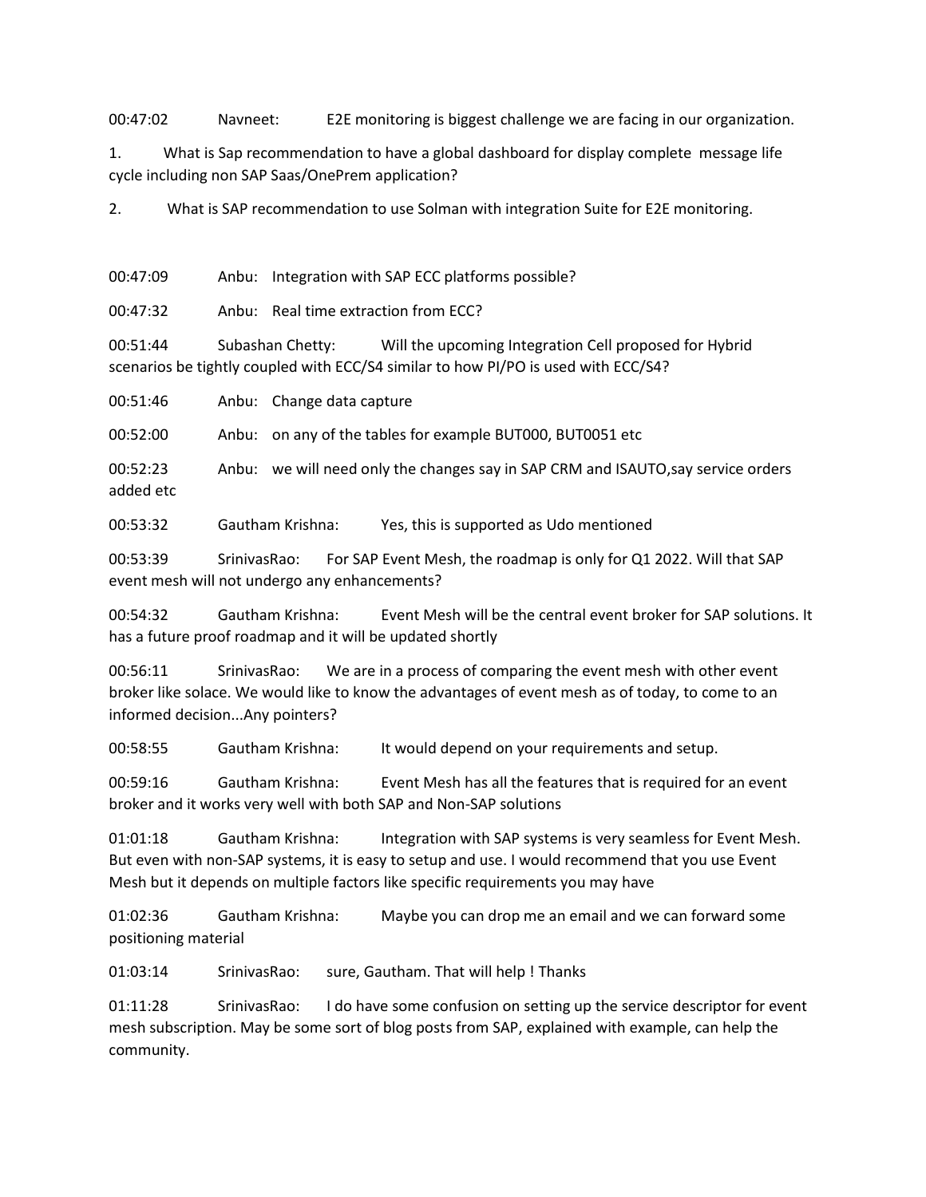00:47:02 Navneet: E2E monitoring is biggest challenge we are facing in our organization.

1. What is Sap recommendation to have a global dashboard for display complete message life cycle including non SAP Saas/OnePrem application?

2. What is SAP recommendation to use Solman with integration Suite for E2E monitoring.

00:47:09 Anbu: Integration with SAP ECC platforms possible?

00:47:32 Anbu: Real time extraction from ECC?

00:51:44 Subashan Chetty: Will the upcoming Integration Cell proposed for Hybrid scenarios be tightly coupled with ECC/S4 similar to how PI/PO is used with ECC/S4?

00:51:46 Anbu: Change data capture

00:52:00 Anbu: on any of the tables for example BUT000, BUT0051 etc

00:52:23 Anbu: we will need only the changes say in SAP CRM and ISAUTO,say service orders added etc

00:53:32 Gautham Krishna: Yes, this is supported as Udo mentioned

00:53:39 SrinivasRao: For SAP Event Mesh, the roadmap is only for Q1 2022. Will that SAP event mesh will not undergo any enhancements?

00:54:32 Gautham Krishna: Event Mesh will be the central event broker for SAP solutions. It has a future proof roadmap and it will be updated shortly

00:56:11 SrinivasRao: We are in a process of comparing the event mesh with other event broker like solace. We would like to know the advantages of event mesh as of today, to come to an informed decision...Any pointers?

00:58:55 Gautham Krishna: It would depend on your requirements and setup.

00:59:16 Gautham Krishna: Event Mesh has all the features that is required for an event broker and it works very well with both SAP and Non-SAP solutions

01:01:18 Gautham Krishna: Integration with SAP systems is very seamless for Event Mesh. But even with non-SAP systems, it is easy to setup and use. I would recommend that you use Event Mesh but it depends on multiple factors like specific requirements you may have

01:02:36 Gautham Krishna: Maybe you can drop me an email and we can forward some positioning material

01:03:14 SrinivasRao: sure, Gautham. That will help ! Thanks

01:11:28 SrinivasRao: I do have some confusion on setting up the service descriptor for event mesh subscription. May be some sort of blog posts from SAP, explained with example, can help the community.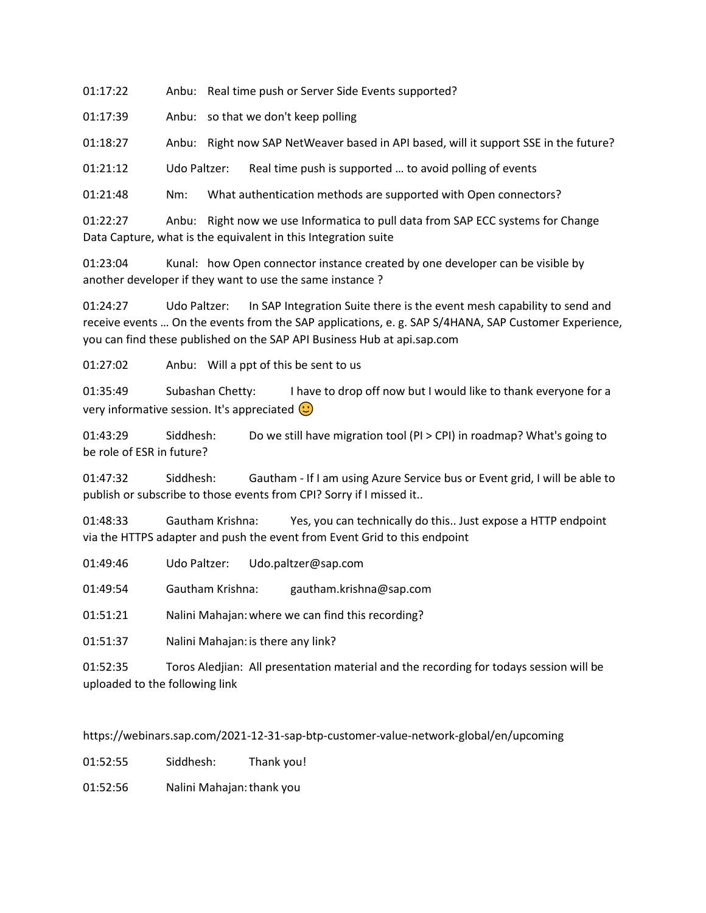01:17:22 Anbu: Real time push or Server Side Events supported?

01:17:39 Anbu: so that we don't keep polling

01:18:27 Anbu: Right now SAP NetWeaver based in API based, will it support SSE in the future?

01:21:12 Udo Paltzer: Real time push is supported … to avoid polling of events

01:21:48 Nm: What authentication methods are supported with Open connectors?

01:22:27 Anbu: Right now we use Informatica to pull data from SAP ECC systems for Change Data Capture, what is the equivalent in this Integration suite

01:23:04 Kunal: how Open connector instance created by one developer can be visible by another developer if they want to use the same instance ?

01:24:27 Udo Paltzer: In SAP Integration Suite there is the event mesh capability to send and receive events … On the events from the SAP applications, e. g. SAP S/4HANA, SAP Customer Experience, you can find these published on the SAP API Business Hub at api.sap.com

01:27:02 Anbu: Will a ppt of this be sent to us

01:35:49 Subashan Chetty: I have to drop off now but I would like to thank everyone for a very informative session. It's appreciated 🙂

01:43:29 Siddhesh: Do we still have migration tool (PI > CPI) in roadmap? What's going to be role of ESR in future?

01:47:32 Siddhesh: Gautham - If I am using Azure Service bus or Event grid, I will be able to publish or subscribe to those events from CPI? Sorry if I missed it..

01:48:33 Gautham Krishna: Yes, you can technically do this.. Just expose a HTTP endpoint via the HTTPS adapter and push the event from Event Grid to this endpoint

01:49:46 Udo Paltzer: Udo.paltzer@sap.com

01:49:54 Gautham Krishna: gautham.krishna@sap.com

01:51:21 Nalini Mahajan: where we can find this recording?

01:51:37 Nalini Mahajan: is there any link?

01:52:35 Toros Aledjian: All presentation material and the recording for todays session will be uploaded to the following link

https://webinars.sap.com/2021-12-31-sap-btp-customer-value-network-global/en/upcoming

01:52:55 Siddhesh: Thank you!

01:52:56 Nalini Mahajan: thank you